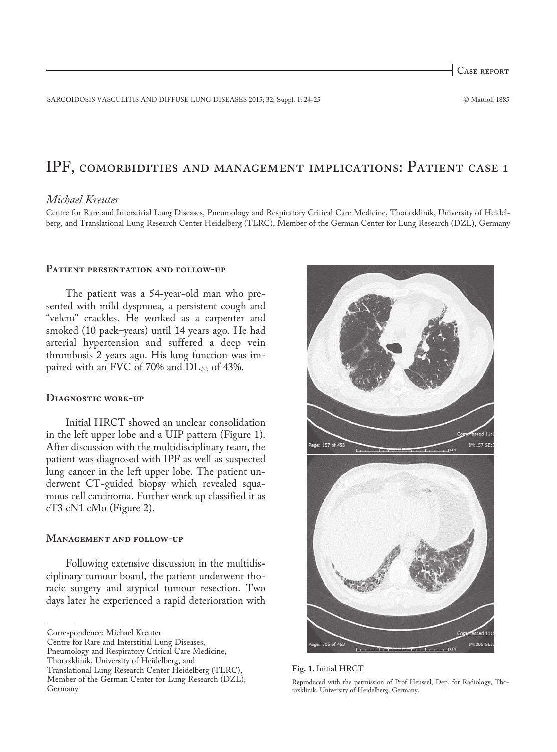# IPF, comorbidities and management implications: Patient case 1

*Michael Kreuter*

Centre for Rare and Interstitial Lung Diseases, Pneumology and Respiratory Critical Care Medicine, Thoraxklinik, University of Heidelberg, and Translational Lung Research Center Heidelberg (TLRC), Member of the German Center for Lung Research (DZL), Germany

## Patient presentation and follow-up

The patient was a 54-year-old man who presented with mild dyspnoea, a persistent cough and "velcro" crackles. He worked as a carpenter and smoked (10 pack–years) until 14 years ago. He had arterial hypertension and suffered a deep vein thrombosis 2 years ago. His lung function was impaired with an FVC of 70% and $DL_{CO}$ of 43%.

## Diagnostic work-up

Initial HRCT showed an unclear consolidation in the left upper lobe and a UIP pattern (Figure 1). After discussion with the multidisciplinary team, the patient was diagnosed with IPF as well as suspected lung cancer in the left upper lobe. The patient underwent CT-guided biopsy which revealed squamous cell carcinoma. Further work up classified it as cT3 cN1 cMo (Figure 2).

## Management and follow-up

Following extensive discussion in the multidisciplinary tumour board, the patient underwent thoracic surgery and atypical tumour resection. Two days later he experienced a rapid deterioration with

**Fig. 1.** Initial HRCT

Reproduced with the permission of Prof Heussel, Dep. for Radiology, Thoraxklinik, University of Heidelberg, Germany.

---

Correspondence: Michael Kreuter
Centre for Rare and Interstitial Lung Diseases,
Pneumology and Respiratory Critical Care Medicine,
Thoraxklinik, University of Heidelberg, and
Translational Lung Research Center Heidelberg (TLRC),
Member of the German Center for Lung Research (DZL),
Germany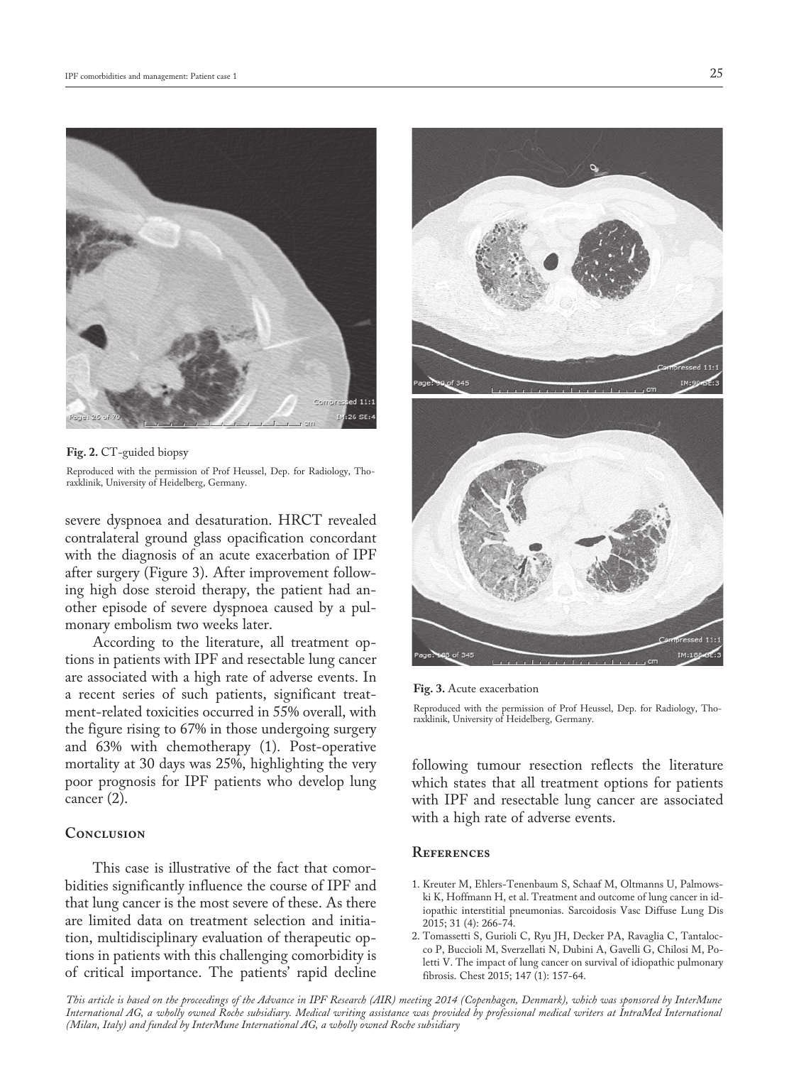**Fig. 2.** CT-guided biopsy

Reproduced with the permission of Prof Heussel, Dep. for Radiology, Thoraxklinik, University of Heidelberg, Germany.

severe dyspnoea and desaturation. HRCT revealed contralateral ground glass opacification concordant with the diagnosis of an acute exacerbation of IPF after surgery (Figure 3). After improvement following high dose steroid therapy, the patient had another episode of severe dyspnoea caused by a pulmonary embolism two weeks later.

According to the literature, all treatment options in patients with IPF and resectable lung cancer are associated with a high rate of adverse events. In a recent series of such patients, significant treatment-related toxicities occurred in 55% overall, with the figure rising to 67% in those undergoing surgery and 63% with chemotherapy (1). Post-operative mortality at 30 days was 25%, highlighting the very poor prognosis for IPF patients who develop lung cancer (2).

## Conclusion

This case is illustrative of the fact that comorbidities significantly influence the course of IPF and that lung cancer is the most severe of these. As there are limited data on treatment selection and initiation, multidisciplinary evaluation of therapeutic options in patients with this challenging comorbidity is of critical importance. The patients' rapid decline following tumour resection reflects the literature which states that all treatment options for patients with IPF and resectable lung cancer are associated with a high rate of adverse events.

**Fig. 3.** Acute exacerbation

Reproduced with the permission of Prof Heussel, Dep. for Radiology, Thoraxklinik, University of Heidelberg, Germany.

## References

1. Kreuter M, Ehlers-Tenenbaum S, Schaaf M, Oltmanns U, Palmowski K, Hoffmann H, et al. Treatment and outcome of lung cancer in idiopathic interstitial pneumonias. Sarcoidosis Vasc Diffuse Lung Dis 2015; 31 (4): 266-74.
2. Tomassetti S, Gurioli C, Ryu JH, Decker PA, Ravaglia C, Tantalocco P, Buccioli M, Sverzellati N, Dubini A, Gavelli G, Chilosi M, Poletti V. The impact of lung cancer on survival of idiopathic pulmonary fibrosis. Chest 2015; 147 (1): 157-64.

*This article is based on the proceedings of the Advance in IPF Research (AIR) meeting 2014 (Copenhagen, Denmark), which was sponsored by InterMune International AG, a wholly owned Roche subsidiary. Medical writing assistance was provided by professional medical writers at IntraMed International (Milan, Italy) and funded by InterMune International AG, a wholly owned Roche subsidiary*